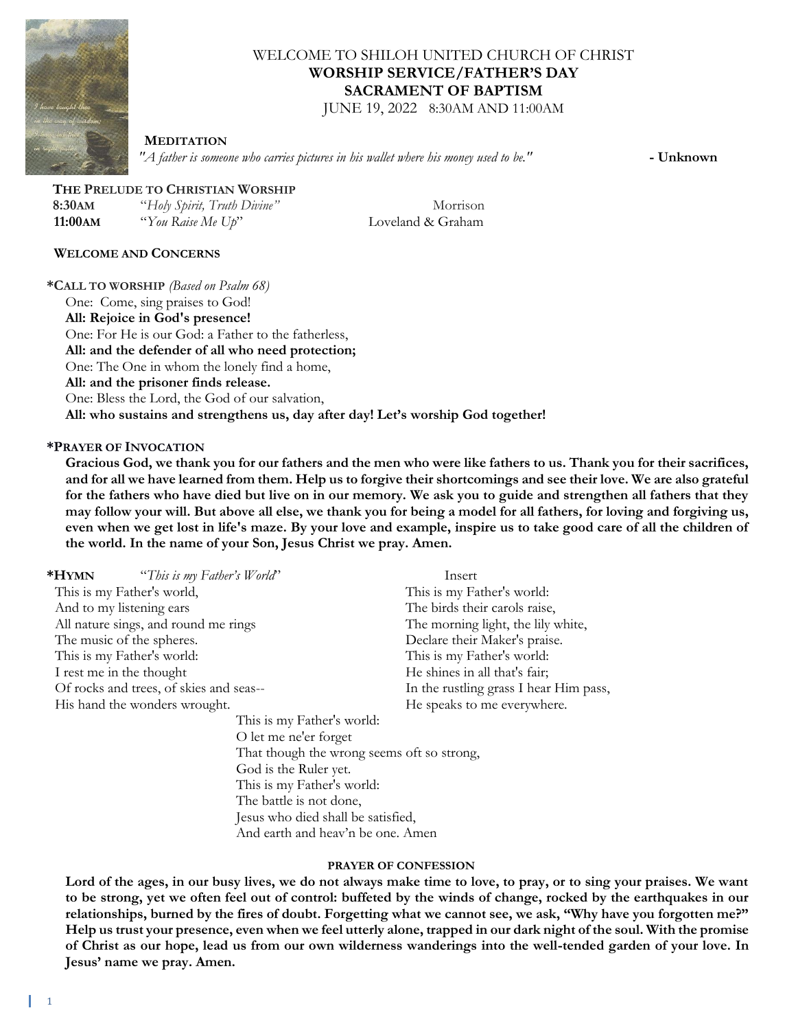# WELCOME TO SHILOH UNITED CHURCH OF CHRIST

## WORSHIP SERVICE/FATHER'S DAY

## SACRAMENT OF BAPTISM

JUNE 19, 2022 8:30AM AND 11:00AM

**MEDITATION**

*"A father is someone who carries pictures in his wallet where his money used to be."* **- Unknown**

**THE PRELUDE TO CHRISTIAN WORSHIP**

| | | |
|---|---|---|
| **8:30AM** | *"Holy Spirit, Truth Divine"* | Morrison |
| **11:00AM** | *"You Raise Me Up"* | Loveland & Graham |

**WELCOME AND CONCERNS**

**\*CALL TO WORSHIP** *(Based on Psalm 68)*

One: Come, sing praises to God!
**All: Rejoice in God's presence!**
One: For He is our God: a Father to the fatherless,
**All: and the defender of all who need protection;**
One: The One in whom the lonely find a home,
**All: and the prisoner finds release.**
One: Bless the Lord, the God of our salvation,
**All: who sustains and strengthens us, day after day! Let's worship God together!**

**\*PRAYER OF INVOCATION**

**Gracious God, we thank you for our fathers and the men who were like fathers to us. Thank you for their sacrifices, and for all we have learned from them. Help us to forgive their shortcomings and see their love. We are also grateful for the fathers who have died but live on in our memory. We ask you to guide and strengthen all fathers that they may follow your will. But above all else, we thank you for being a model for all fathers, for loving and forgiving us, even when we get lost in life's maze. By your love and example, inspire us to take good care of all the children of the world. In the name of your Son, Jesus Christ we pray. Amen.**

**\*HYMN** *"This is my Father's World"* Insert

This is my Father's world,
And to my listening ears
All nature sings, and round me rings
The music of the spheres.
This is my Father's world:
I rest me in the thought
Of rocks and trees, of skies and seas--
His hand the wonders wrought.

This is my Father's world:
The birds their carols raise,
The morning light, the lily white,
Declare their Maker's praise.
This is my Father's world:
He shines in all that's fair;
In the rustling grass I hear Him pass,
He speaks to me everywhere.

This is my Father's world:
O let me ne'er forget
That though the wrong seems oft so strong,
God is the Ruler yet.
This is my Father's world:
The battle is not done,
Jesus who died shall be satisfied,
And earth and heav'n be one. Amen

**PRAYER OF CONFESSION**

**Lord of the ages, in our busy lives, we do not always make time to love, to pray, or to sing your praises. We want to be strong, yet we often feel out of control: buffeted by the winds of change, rocked by the earthquakes in our relationships, burned by the fires of doubt. Forgetting what we cannot see, we ask, "Why have you forgotten me?" Help us trust your presence, even when we feel utterly alone, trapped in our dark night of the soul. With the promise of Christ as our hope, lead us from our own wilderness wanderings into the well-tended garden of your love. In Jesus' name we pray. Amen.**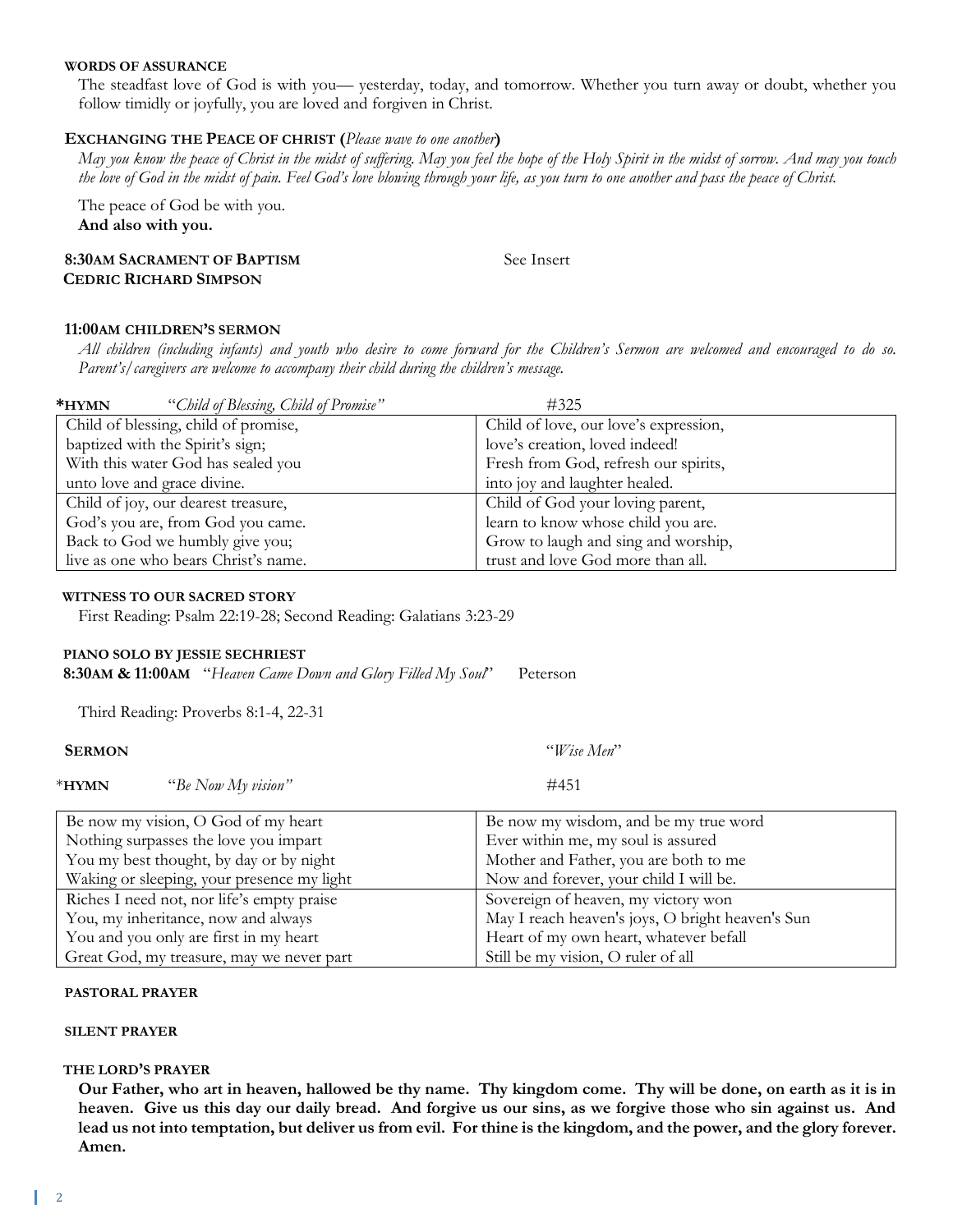**WORDS OF ASSURANCE**

The steadfast love of God is with you— yesterday, today, and tomorrow. Whether you turn away or doubt, whether you follow timidly or joyfully, you are loved and forgiven in Christ.

**EXCHANGING THE PEACE OF CHRIST (***Please wave to one another***)**

*May you know the peace of Christ in the midst of suffering. May you feel the hope of the Holy Spirit in the midst of sorrow. And may you touch the love of God in the midst of pain. Feel God's love blowing through your life, as you turn to one another and pass the peace of Christ.*

The peace of God be with you.
**And also with you.**

**8:30AM SACRAMENT OF BAPTISM** — See Insert
**CEDRIC RICHARD SIMPSON**

**11:00AM CHILDREN'S SERMON**

*All children (including infants) and youth who desire to come forward for the Children's Sermon are welcomed and encouraged to do so. Parent's/caregivers are welcome to accompany their child during the children's message.*

***HYMN** *"Child of Blessing, Child of Promise"* #325

| | |
|---|---|
| Child of blessing, child of promise,<br>baptized with the Spirit's sign;<br>With this water God has sealed you<br>unto love and grace divine. | Child of love, our love's expression,<br>love's creation, loved indeed!<br>Fresh from God, refresh our spirits,<br>into joy and laughter healed. |
| Child of joy, our dearest treasure,<br>God's you are, from God you came.<br>Back to God we humbly give you;<br>live as one who bears Christ's name. | Child of God your loving parent,<br>learn to know whose child you are.<br>Grow to laugh and sing and worship,<br>trust and love God more than all. |

**WITNESS TO OUR SACRED STORY**

First Reading: Psalm 22:19-28; Second Reading: Galatians 3:23-29

**PIANO SOLO BY JESSIE SECHRIEST**
**8:30AM & 11:00AM** "*Heaven Came Down and Glory Filled My Soul*" Peterson

Third Reading: Proverbs 8:1-4, 22-31

**SERMON** "*Wise Men*"

***HYMN** *"Be Now My vision"* #451

| | |
|---|---|
| Be now my vision, O God of my heart<br>Nothing surpasses the love you impart<br>You my best thought, by day or by night<br>Waking or sleeping, your presence my light | Be now my wisdom, and be my true word<br>Ever within me, my soul is assured<br>Mother and Father, you are both to me<br>Now and forever, your child I will be. |
| Riches I need not, nor life's empty praise<br>You, my inheritance, now and always<br>You and you only are first in my heart<br>Great God, my treasure, may we never part | Sovereign of heaven, my victory won<br>May I reach heaven's joys, O bright heaven's Sun<br>Heart of my own heart, whatever befall<br>Still be my vision, O ruler of all |

**PASTORAL PRAYER**

**SILENT PRAYER**

**THE LORD'S PRAYER**

**Our Father, who art in heaven, hallowed be thy name. Thy kingdom come. Thy will be done, on earth as it is in heaven. Give us this day our daily bread. And forgive us our sins, as we forgive those who sin against us. And lead us not into temptation, but deliver us from evil. For thine is the kingdom, and the power, and the glory forever. Amen.**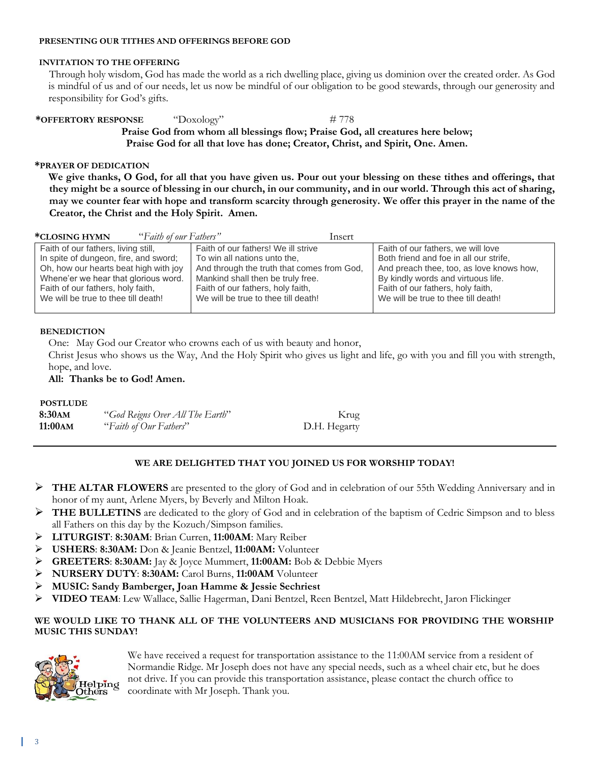**PRESENTING OUR TITHES AND OFFERINGS BEFORE GOD**

**INVITATION TO THE OFFERING**

Through holy wisdom, God has made the world as a rich dwelling place, giving us dominion over the created order. As God is mindful of us and of our needs, let us now be mindful of our obligation to be good stewards, through our generosity and responsibility for God's gifts.

**\*OFFERTORY RESPONSE** "Doxology" # 778

**Praise God from whom all blessings flow; Praise God, all creatures here below;**
**Praise God for all that love has done; Creator, Christ, and Spirit, One. Amen.**

**\*PRAYER OF DEDICATION**

**We give thanks, O God, for all that you have given us. Pour out your blessing on these tithes and offerings, that they might be a source of blessing in our church, in our community, and in our world. Through this act of sharing, may we counter fear with hope and transform scarcity through generosity. We offer this prayer in the name of the Creator, the Christ and the Holy Spirit. Amen.**

**\*CLOSING HYMN** *"Faith of our Fathers"* Insert

| | | |
|---|---|---|
| Faith of our fathers, living still,<br>In spite of dungeon, fire, and sword;<br>Oh, how our hearts beat high with joy<br>Whene'er we hear that glorious word.<br>Faith of our fathers, holy faith,<br>We will be true to thee till death! | Faith of our fathers! We ill strive<br>To win all nations unto the,<br>And through the truth that comes from God,<br>Mankind shall then be truly free.<br>Faith of our fathers, holy faith,<br>We will be true to thee till death! | Faith of our fathers, we will love<br>Both friend and foe in all our strife,<br>And preach thee, too, as love knows how,<br>By kindly words and virtuous life.<br>Faith of our fathers, holy faith,<br>We will be true to thee till death! |

**BENEDICTION**

One: May God our Creator who crowns each of us with beauty and honor,
Christ Jesus who shows us the Way, And the Holy Spirit who gives us light and life, go with you and fill you with strength, hope, and love.

**All: Thanks be to God! Amen.**

**POSTLUDE**

| | | |
|---|---|---|
| **8:30AM** | *"God Reigns Over All The Earth"* | Krug |
| **11:00AM** | *"Faith of Our Fathers"* | D.H. Hegarty |

---

**WE ARE DELIGHTED THAT YOU JOINED US FOR WORSHIP TODAY!**

- **THE ALTAR FLOWERS** are presented to the glory of God and in celebration of our 55th Wedding Anniversary and in honor of my aunt, Arlene Myers, by Beverly and Milton Hoak.
- **THE BULLETINS** are dedicated to the glory of God and in celebration of the baptism of Cedric Simpson and to bless all Fathers on this day by the Kozuch/Simpson families.
- **LITURGIST**: **8:30AM**: Brian Curren, **11:00AM**: Mary Reiber
- **USHERS**: **8:30AM:** Don & Jeanie Bentzel, **11:00AM:** Volunteer
- **GREETERS**: **8:30AM:** Jay & Joyce Mummert, **11:00AM:** Bob & Debbie Myers
- **NURSERY DUTY**: **8:30AM:** Carol Burns, **11:00AM** Volunteer
- **MUSIC: Sandy Bamberger, Joan Hamme & Jessie Sechriest**
- **VIDEO TEAM**: Lew Wallace, Sallie Hagerman, Dani Bentzel, Reen Bentzel, Matt Hildebrecht, Jaron Flickinger

**WE WOULD LIKE TO THANK ALL OF THE VOLUNTEERS AND MUSICIANS FOR PROVIDING THE WORSHIP MUSIC THIS SUNDAY!**

We have received a request for transportation assistance to the 11:00AM service from a resident of Normandie Ridge. Mr Joseph does not have any special needs, such as a wheel chair etc, but he does not drive. If you can provide this transportation assistance, please contact the church office to coordinate with Mr Joseph. Thank you.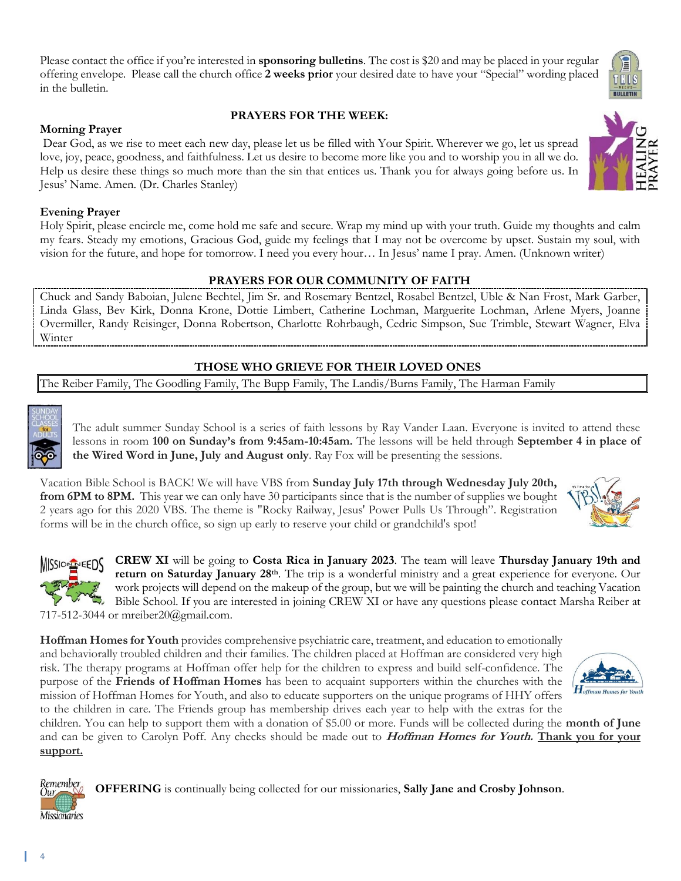Please contact the office if you're interested in **sponsoring bulletins**. The cost is $20 and may be placed in your regular offering envelope. Please call the church office **2 weeks prior** your desired date to have your "Special" wording placed in the bulletin.

## PRAYERS FOR THE WEEK:

**Morning Prayer**

Dear God, as we rise to meet each new day, please let us be filled with Your Spirit. Wherever we go, let us spread love, joy, peace, goodness, and faithfulness. Let us desire to become more like you and to worship you in all we do. Help us desire these things so much more than the sin that entices us. Thank you for always going before us. In Jesus' Name. Amen. (Dr. Charles Stanley)

**Evening Prayer**

Holy Spirit, please encircle me, come hold me safe and secure. Wrap my mind up with your truth. Guide my thoughts and calm my fears. Steady my emotions, Gracious God, guide my feelings that I may not be overcome by upset. Sustain my soul, with vision for the future, and hope for tomorrow. I need you every hour… In Jesus' name I pray. Amen. (Unknown writer)

## PRAYERS FOR OUR COMMUNITY OF FAITH

Chuck and Sandy Baboian, Julene Bechtel, Jim Sr. and Rosemary Bentzel, Rosabel Bentzel, Uble & Nan Frost, Mark Garber, Linda Glass, Bev Kirk, Donna Krone, Dottie Limbert, Catherine Lochman, Marguerite Lochman, Arlene Myers, Joanne Overmiller, Randy Reisinger, Donna Robertson, Charlotte Rohrbaugh, Cedric Simpson, Sue Trimble, Stewart Wagner, Elva Winter

## THOSE WHO GRIEVE FOR THEIR LOVED ONES

The Reiber Family, The Goodling Family, The Bupp Family, The Landis/Burns Family, The Harman Family

The adult summer Sunday School is a series of faith lessons by Ray Vander Laan. Everyone is invited to attend these lessons in room **100 on Sunday's from 9:45am-10:45am.** The lessons will be held through **September 4 in place of the Wired Word in June, July and August only**. Ray Fox will be presenting the sessions.

Vacation Bible School is BACK! We will have VBS from **Sunday July 17th through Wednesday July 20th, from 6PM to 8PM.** This year we can only have 30 participants since that is the number of supplies we bought 2 years ago for this 2020 VBS. The theme is "Rocky Railway, Jesus' Power Pulls Us Through". Registration forms will be in the church office, so sign up early to reserve your child or grandchild's spot!

**CREW XI** will be going to **Costa Rica in January 2023**. The team will leave **Thursday January 19th and return on Saturday January 28th**. The trip is a wonderful ministry and a great experience for everyone. Our work projects will depend on the makeup of the group, but we will be painting the church and teaching Vacation Bible School. If you are interested in joining CREW XI or have any questions please contact Marsha Reiber at 717-512-3044 or mreiber20@gmail.com.

**Hoffman Homes for Youth** provides comprehensive psychiatric care, treatment, and education to emotionally and behaviorally troubled children and their families. The children placed at Hoffman are considered very high risk. The therapy programs at Hoffman offer help for the children to express and build self-confidence. The purpose of the **Friends of Hoffman Homes** has been to acquaint supporters within the churches with the mission of Hoffman Homes for Youth, and also to educate supporters on the unique programs of HHY offers to the children in care. The Friends group has membership drives each year to help with the extras for the children. You can help to support them with a donation of $5.00 or more. Funds will be collected during the **month of June** and can be given to Carolyn Poff. Any checks should be made out to ***Hoffman Homes for Youth.*** **Thank you for your support.**

**OFFERING** is continually being collected for our missionaries, **Sally Jane and Crosby Johnson**.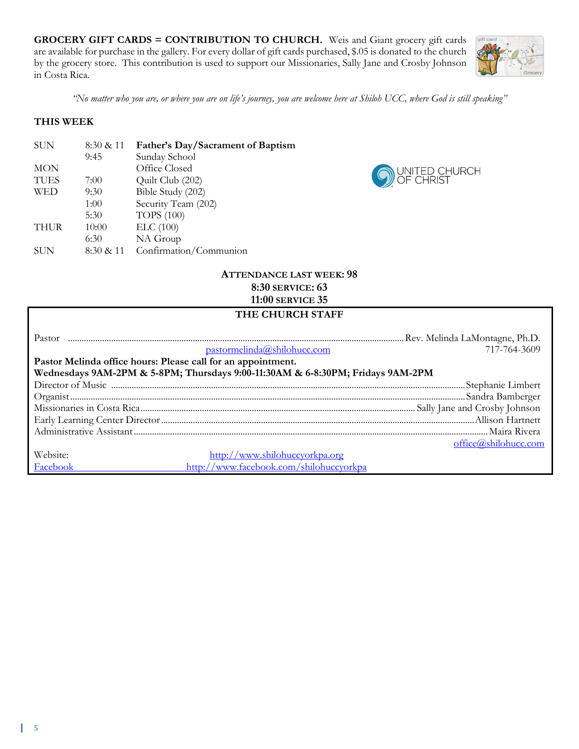**GROCERY GIFT CARDS = CONTRIBUTION TO CHURCH.** Weis and Giant grocery gift cards are available for purchase in the gallery. For every dollar of gift cards purchased, $.05 is donated to the church by the grocery store. This contribution is used to support our Missionaries, Sally Jane and Crosby Johnson in Costa Rica.

*"No matter who you are, or where you are on life's journey, you are welcome here at Shiloh UCC, where God is still speaking"*

**THIS WEEK**

| | | |
|---|---|---|
| SUN | 8:30 & 11 | **Father's Day/Sacrament of Baptism** |
| | 9:45 | Sunday School |
| MON | | Office Closed |
| TUES | 7:00 | Quilt Club (202) |
| WED | 9:30 | Bible Study (202) |
| | 1:00 | Security Team (202) |
| | 5:30 | TOPS (100) |
| THUR | 10:00 | ELC (100) |
| | 6:30 | NA Group |
| SUN | 8:30 & 11 | Confirmation/Communion |

UNITED CHURCH OF CHRIST

**ATTENDANCE LAST WEEK: 98**
**8:30 SERVICE: 63**
**11:00 SERVICE 35**

**THE CHURCH STAFF**

Pastor ........ Rev. Melinda LaMontagne, Ph.D.
pastormelinda@shilohucc.com 717-764-3609

**Pastor Melinda office hours: Please call for an appointment.**
**Wednesdays 9AM-2PM & 5-8PM; Thursdays 9:00-11:30AM & 6-8:30PM; Fridays 9AM-2PM**

Director of Music ........ Stephanie Limbert
Organist ........ Sandra Bamberger
Missionaries in Costa Rica ........ Sally Jane and Crosby Johnson
Early Learning Center Director ........ Allison Hartnett
Administrative Assistant ........ Maira Rivera
office@shilohucc.com

Website: http://www.shilohuccyorkpa.org
Facebook http://www.facebook.com/shilohuccyorkpa